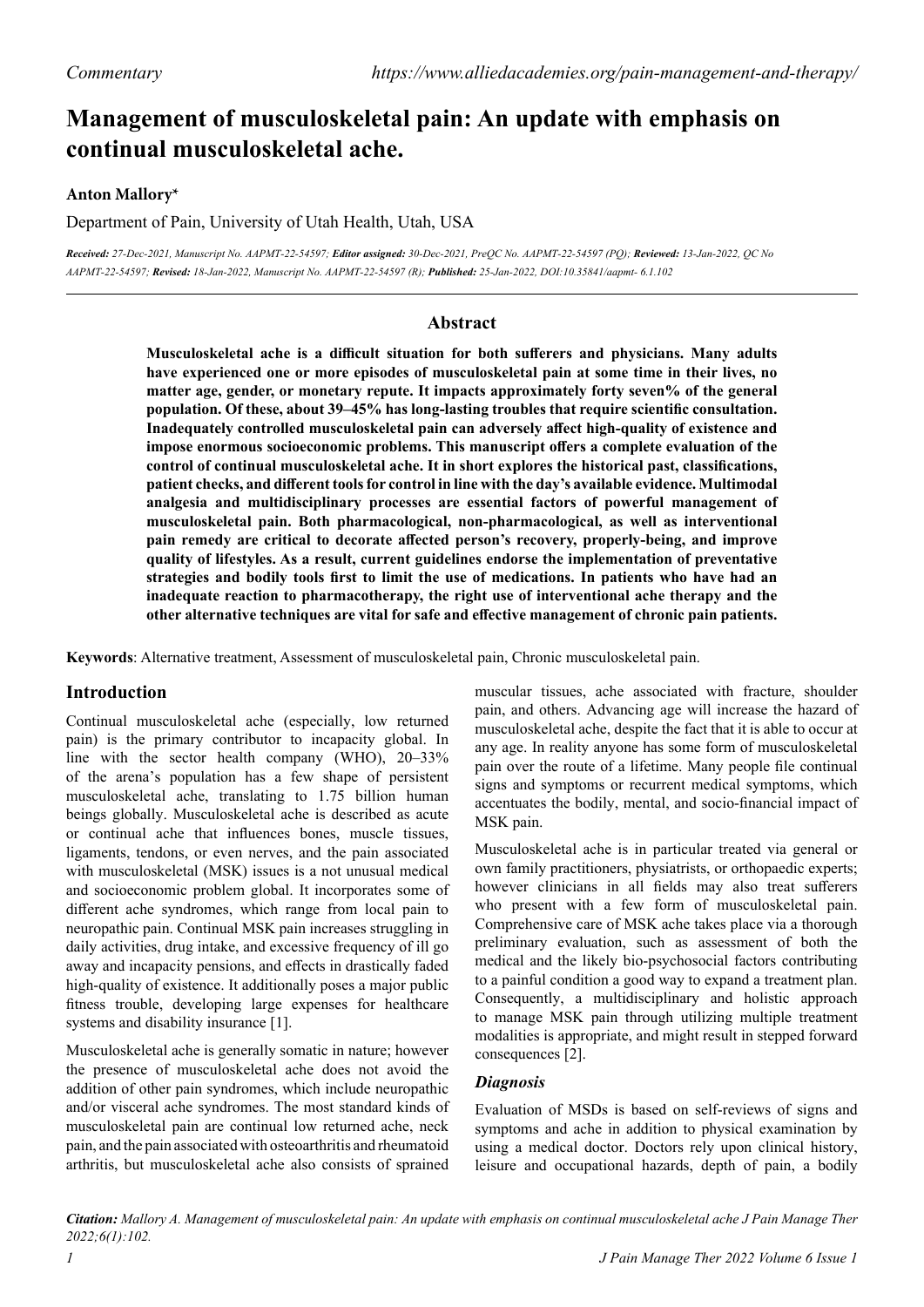Commentary

https://www.alliedacademies.org/pain-management-and-therapy/

# Management of musculoskeletal pain: An update with emphasis on continual musculoskeletal ache.

**Anton Mallory***

Department of Pain, University of Utah Health, Utah, USA

*Received: 27-Dec-2021, Manuscript No. AAPMT-22-54597; Editor assigned: 30-Dec-2021, PreQC No. AAPMT-22-54597 (PQ); Reviewed: 13-Jan-2022, QC No AAPMT-22-54597; Revised: 18-Jan-2022, Manuscript No. AAPMT-22-54597 (R); Published: 25-Jan-2022, DOI:10.35841/aapmt- 6.1.102*

## Abstract

**Musculoskeletal ache is a difficult situation for both sufferers and physicians. Many adults have experienced one or more episodes of musculoskeletal pain at some time in their lives, no matter age, gender, or monetary repute. It impacts approximately forty seven% of the general population. Of these, about 39–45% has long-lasting troubles that require scientific consultation. Inadequately controlled musculoskeletal pain can adversely affect high-quality of existence and impose enormous socioeconomic problems. This manuscript offers a complete evaluation of the control of continual musculoskeletal ache. It in short explores the historical past, classifications, patient checks, and different tools for control in line with the day's available evidence. Multimodal analgesia and multidisciplinary processes are essential factors of powerful management of musculoskeletal pain. Both pharmacological, non-pharmacological, as well as interventional pain remedy are critical to decorate affected person's recovery, properly-being, and improve quality of lifestyles. As a result, current guidelines endorse the implementation of preventative strategies and bodily tools first to limit the use of medications. In patients who have had an inadequate reaction to pharmacotherapy, the right use of interventional ache therapy and the other alternative techniques are vital for safe and effective management of chronic pain patients.**

**Keywords**: Alternative treatment, Assessment of musculoskeletal pain, Chronic musculoskeletal pain.

## Introduction

Continual musculoskeletal ache (especially, low returned pain) is the primary contributor to incapacity global. In line with the sector health company (WHO), 20–33% of the arena's population has a few shape of persistent musculoskeletal ache, translating to 1.75 billion human beings globally. Musculoskeletal ache is described as acute or continual ache that influences bones, muscle tissues, ligaments, tendons, or even nerves, and the pain associated with musculoskeletal (MSK) issues is a not unusual medical and socioeconomic problem global. It incorporates some of different ache syndromes, which range from local pain to neuropathic pain. Continual MSK pain increases struggling in daily activities, drug intake, and excessive frequency of ill go away and incapacity pensions, and effects in drastically faded high-quality of existence. It additionally poses a major public fitness trouble, developing large expenses for healthcare systems and disability insurance [1].

Musculoskeletal ache is generally somatic in nature; however the presence of musculoskeletal ache does not avoid the addition of other pain syndromes, which include neuropathic and/or visceral ache syndromes. The most standard kinds of musculoskeletal pain are continual low returned ache, neck pain, and the pain associated with osteoarthritis and rheumatoid arthritis, but musculoskeletal ache also consists of sprained muscular tissues, ache associated with fracture, shoulder pain, and others. Advancing age will increase the hazard of musculoskeletal ache, despite the fact that it is able to occur at any age. In reality anyone has some form of musculoskeletal pain over the route of a lifetime. Many people file continual signs and symptoms or recurrent medical symptoms, which accentuates the bodily, mental, and socio-financial impact of MSK pain.

Musculoskeletal ache is in particular treated via general or own family practitioners, physiatrists, or orthopaedic experts; however clinicians in all fields may also treat sufferers who present with a few form of musculoskeletal pain. Comprehensive care of MSK ache takes place via a thorough preliminary evaluation, such as assessment of both the medical and the likely bio-psychosocial factors contributing to a painful condition a good way to expand a treatment plan. Consequently, a multidisciplinary and holistic approach to manage MSK pain through utilizing multiple treatment modalities is appropriate, and might result in stepped forward consequences [2].

### *Diagnosis*

Evaluation of MSDs is based on self-reviews of signs and symptoms and ache in addition to physical examination by using a medical doctor. Doctors rely upon clinical history, leisure and occupational hazards, depth of pain, a bodily

*Citation: Mallory A. Management of musculoskeletal pain: An update with emphasis on continual musculoskeletal ache J Pain Manage Ther 2022;6(1):102.*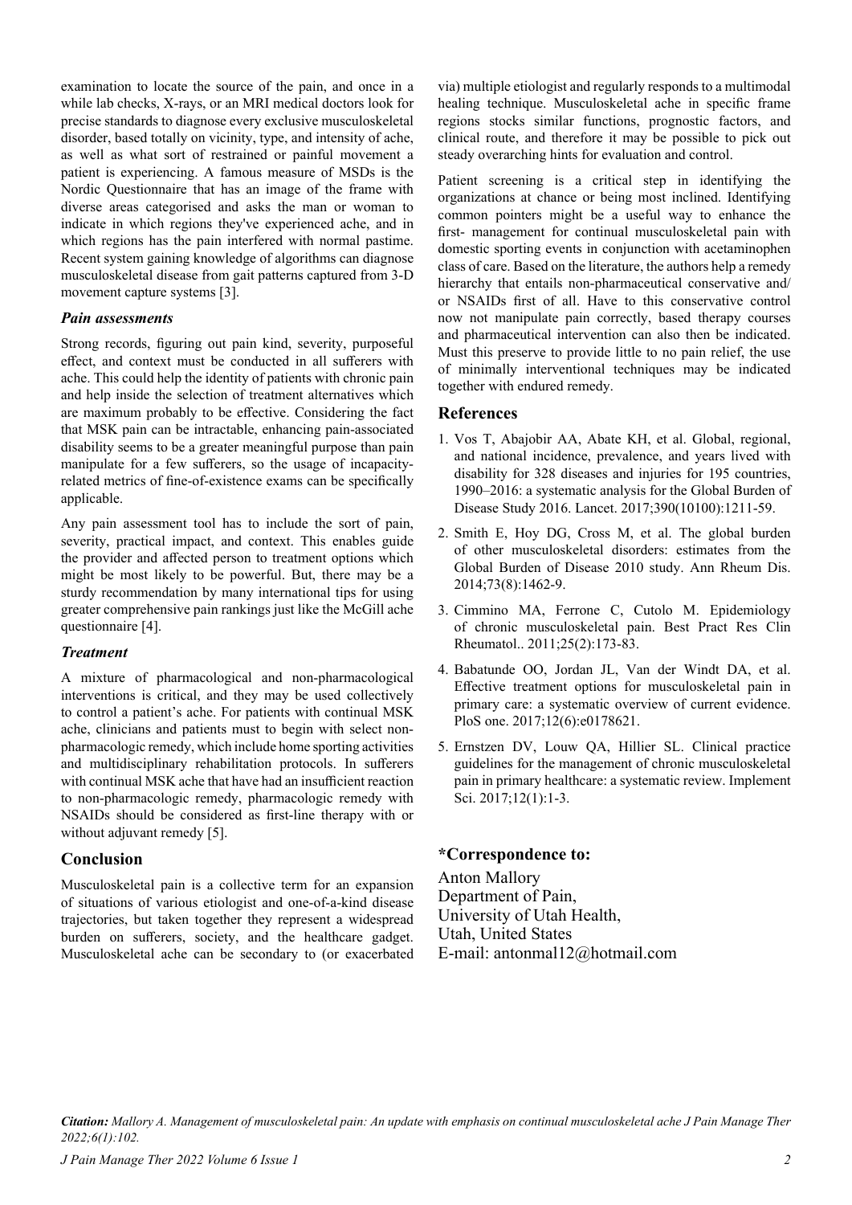examination to locate the source of the pain, and once in a while lab checks, X-rays, or an MRI medical doctors look for precise standards to diagnose every exclusive musculoskeletal disorder, based totally on vicinity, type, and intensity of ache, as well as what sort of restrained or painful movement a patient is experiencing. A famous measure of MSDs is the Nordic Questionnaire that has an image of the frame with diverse areas categorised and asks the man or woman to indicate in which regions they've experienced ache, and in which regions has the pain interfered with normal pastime. Recent system gaining knowledge of algorithms can diagnose musculoskeletal disease from gait patterns captured from 3-D movement capture systems [3].

### *Pain assessments*

Strong records, figuring out pain kind, severity, purposeful effect, and context must be conducted in all sufferers with ache. This could help the identity of patients with chronic pain and help inside the selection of treatment alternatives which are maximum probably to be effective. Considering the fact that MSK pain can be intractable, enhancing pain-associated disability seems to be a greater meaningful purpose than pain manipulate for a few sufferers, so the usage of incapacity-related metrics of fine-of-existence exams can be specifically applicable.

Any pain assessment tool has to include the sort of pain, severity, practical impact, and context. This enables guide the provider and affected person to treatment options which might be most likely to be powerful. But, there may be a sturdy recommendation by many international tips for using greater comprehensive pain rankings just like the McGill ache questionnaire [4].

### *Treatment*

A mixture of pharmacological and non-pharmacological interventions is critical, and they may be used collectively to control a patient's ache. For patients with continual MSK ache, clinicians and patients must to begin with select non-pharmacologic remedy, which include home sporting activities and multidisciplinary rehabilitation protocols. In sufferers with continual MSK ache that have had an insufficient reaction to non-pharmacologic remedy, pharmacologic remedy with NSAIDs should be considered as first-line therapy with or without adjuvant remedy [5].

## Conclusion

Musculoskeletal pain is a collective term for an expansion of situations of various etiologist and one-of-a-kind disease trajectories, but taken together they represent a widespread burden on sufferers, society, and the healthcare gadget. Musculoskeletal ache can be secondary to (or exacerbated via) multiple etiologist and regularly responds to a multimodal healing technique. Musculoskeletal ache in specific frame regions stocks similar functions, prognostic factors, and clinical route, and therefore it may be possible to pick out steady overarching hints for evaluation and control.

Patient screening is a critical step in identifying the organizations at chance or being most inclined. Identifying common pointers might be a useful way to enhance the first- management for continual musculoskeletal pain with domestic sporting events in conjunction with acetaminophen class of care. Based on the literature, the authors help a remedy hierarchy that entails non-pharmaceutical conservative and/or NSAIDs first of all. Have to this conservative control now not manipulate pain correctly, based therapy courses and pharmaceutical intervention can also then be indicated. Must this preserve to provide little to no pain relief, the use of minimally interventional techniques may be indicated together with endured remedy.

## References

1. Vos T, Abajobir AA, Abate KH, et al. Global, regional, and national incidence, prevalence, and years lived with disability for 328 diseases and injuries for 195 countries, 1990–2016: a systematic analysis for the Global Burden of Disease Study 2016. Lancet. 2017;390(10100):1211-59.
2. Smith E, Hoy DG, Cross M, et al. The global burden of other musculoskeletal disorders: estimates from the Global Burden of Disease 2010 study. Ann Rheum Dis. 2014;73(8):1462-9.
3. Cimmino MA, Ferrone C, Cutolo M. Epidemiology of chronic musculoskeletal pain. Best Pract Res Clin Rheumatol.. 2011;25(2):173-83.
4. Babatunde OO, Jordan JL, Van der Windt DA, et al. Effective treatment options for musculoskeletal pain in primary care: a systematic overview of current evidence. PloS one. 2017;12(6):e0178621.
5. Ernstzen DV, Louw QA, Hillier SL. Clinical practice guidelines for the management of chronic musculoskeletal pain in primary healthcare: a systematic review. Implement Sci. 2017;12(1):1-3.

## *Correspondence to:

Anton Mallory
Department of Pain,
University of Utah Health,
Utah, United States
E-mail: antonmal12@hotmail.com

*Citation: Mallory A. Management of musculoskeletal pain: An update with emphasis on continual musculoskeletal ache J Pain Manage Ther 2022;6(1):102.*